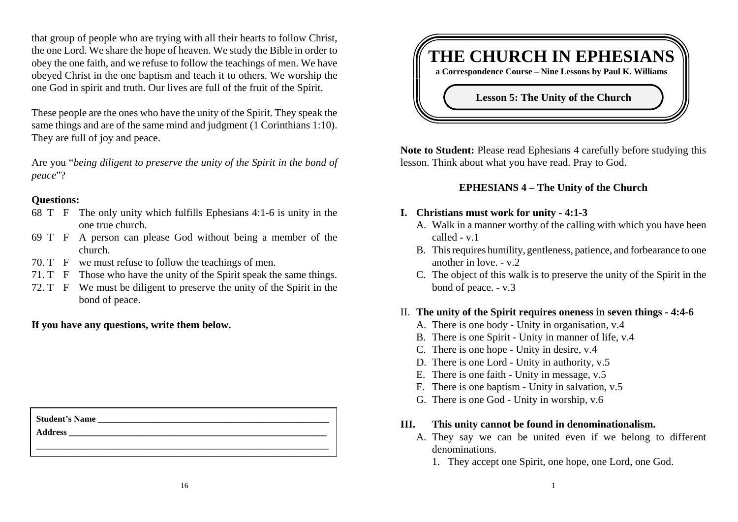that group of people who are trying with all their hearts to follow Christ, the one Lord. We share the hope of heaven. We study the Bible in order to obey the one faith, and we refuse to follow the teachings of men. We have obeyed Christ in the one baptism and teach it to others. We worship the one God in spirit and truth. Our lives are full of the fruit of the Spirit.

These people are the ones who have the unity of the Spirit. They speak the same things and are of the same mind and judgment (1 Corinthians 1:10). They are full of joy and peace.

Are you "*being diligent to preserve the unity of the Spirit in the bond of peace*"?

**Questions:**

68 T F The only unity which fulfills Ephesians 4:1-6 is unity in the one true church.

69 T F A person can please God without being a member of the church.

70. T F we must refuse to follow the teachings of men.

71. T F Those who have the unity of the Spirit speak the same things.

72. T F We must be diligent to preserve the unity of the Spirit in the bond of peace.

**If you have any questions, write them below.**

**Student's Name** ______________________________

**Address** ______________________________

______________________________

# THE CHURCH IN EPHESIANS

**a Correspondence Course – Nine Lessons by Paul K. Williams**

## Lesson 5: The Unity of the Church

**Note to Student:** Please read Ephesians 4 carefully before studying this lesson. Think about what you have read. Pray to God.

### EPHESIANS 4 – The Unity of the Church

**I. Christians must work for unity - 4:1-3**

A. Walk in a manner worthy of the calling with which you have been called - v.1

B. This requires humility, gentleness, patience, and forbearance to one another in love. - v.2

C. The object of this walk is to preserve the unity of the Spirit in the bond of peace. - v.3

II. **The unity of the Spirit requires oneness in seven things - 4:4-6**

A. There is one body - Unity in organisation, v.4

B. There is one Spirit - Unity in manner of life, v.4

C. There is one hope - Unity in desire, v.4

D. There is one Lord - Unity in authority, v.5

E. There is one faith - Unity in message, v.5

F. There is one baptism - Unity in salvation, v.5

G. There is one God - Unity in worship, v.6

**III. This unity cannot be found in denominationalism.**

A. They say we can be united even if we belong to different denominations.

1. They accept one Spirit, one hope, one Lord, one God.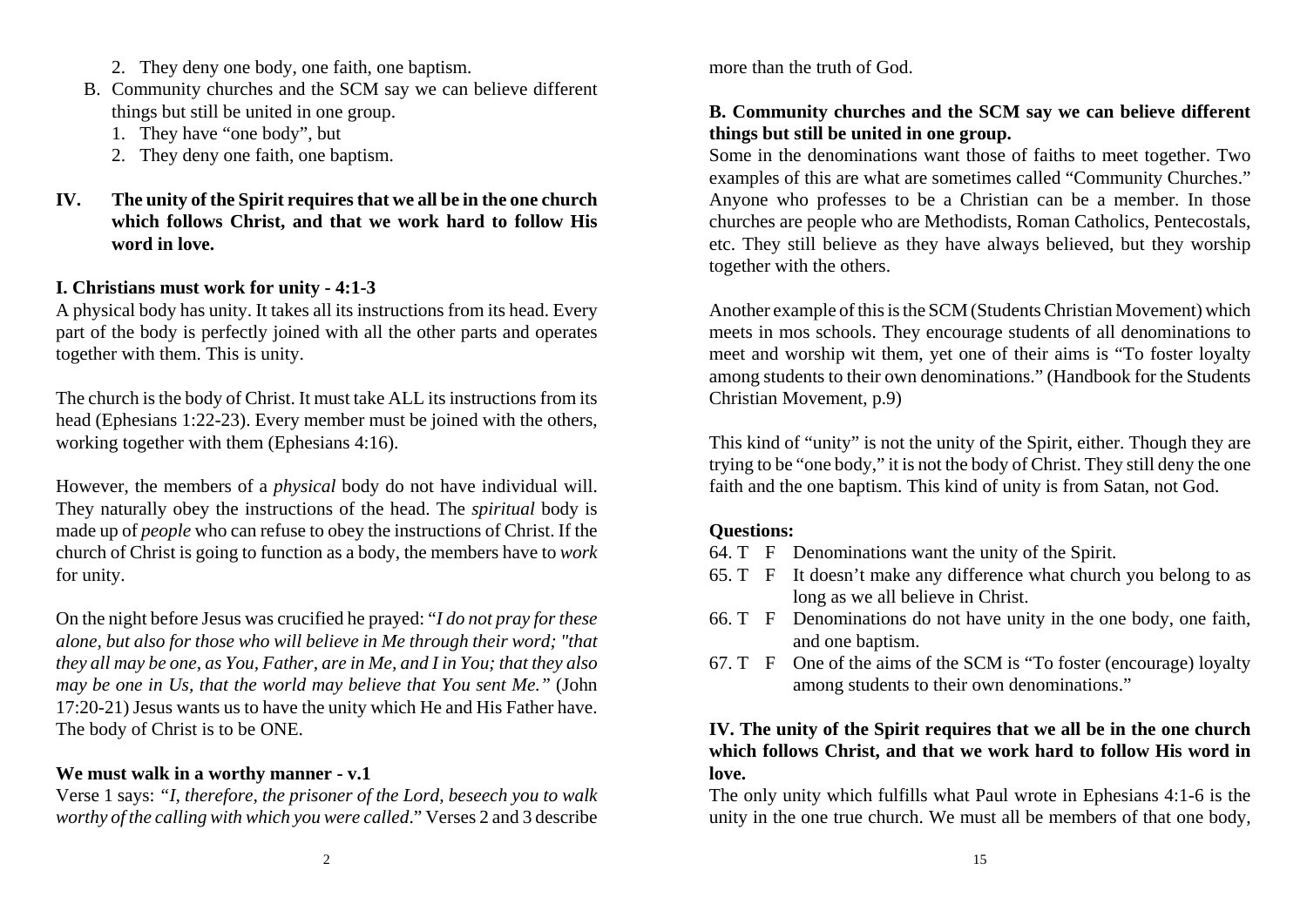2. They deny one body, one faith, one baptism.

B. Community churches and the SCM say we can believe different things but still be united in one group.
   1. They have "one body", but
   2. They deny one faith, one baptism.

**IV. The unity of the Spirit requires that we all be in the one church which follows Christ, and that we work hard to follow His word in love.**

### I. Christians must work for unity - 4:1-3

A physical body has unity. It takes all its instructions from its head. Every part of the body is perfectly joined with all the other parts and operates together with them. This is unity.

The church is the body of Christ. It must take ALL its instructions from its head (Ephesians 1:22-23). Every member must be joined with the others, working together with them (Ephesians 4:16).

However, the members of a *physical* body do not have individual will. They naturally obey the instructions of the head. The *spiritual* body is made up of *people* who can refuse to obey the instructions of Christ. If the church of Christ is going to function as a body, the members have to *work* for unity.

On the night before Jesus was crucified he prayed: "*I do not pray for these alone, but also for those who will believe in Me through their word; "that they all may be one, as You, Father, are in Me, and I in You; that they also may be one in Us, that the world may believe that You sent Me.*" (John 17:20-21) Jesus wants us to have the unity which He and His Father have. The body of Christ is to be ONE.

### We must walk in a worthy manner - v.1

Verse 1 says: "*I, therefore, the prisoner of the Lord, beseech you to walk worthy of the calling with which you were called*." Verses 2 and 3 describe

more than the truth of God.

### B. Community churches and the SCM say we can believe different things but still be united in one group.

Some in the denominations want those of faiths to meet together. Two examples of this are what are sometimes called "Community Churches." Anyone who professes to be a Christian can be a member. In those churches are people who are Methodists, Roman Catholics, Pentecostals, etc. They still believe as they have always believed, but they worship together with the others.

Another example of this is the SCM (Students Christian Movement) which meets in mos schools. They encourage students of all denominations to meet and worship wit them, yet one of their aims is "To foster loyalty among students to their own denominations." (Handbook for the Students Christian Movement, p.9)

This kind of "unity" is not the unity of the Spirit, either. Though they are trying to be "one body," it is not the body of Christ. They still deny the one faith and the one baptism. This kind of unity is from Satan, not God.

**Questions:**

64. T F Denominations want the unity of the Spirit.
65. T F It doesn't make any difference what church you belong to as long as we all believe in Christ.
66. T F Denominations do not have unity in the one body, one faith, and one baptism.
67. T F One of the aims of the SCM is "To foster (encourage) loyalty among students to their own denominations."

### IV. The unity of the Spirit requires that we all be in the one church which follows Christ, and that we work hard to follow His word in love.

The only unity which fulfills what Paul wrote in Ephesians 4:1-6 is the unity in the one true church. We must all be members of that one body,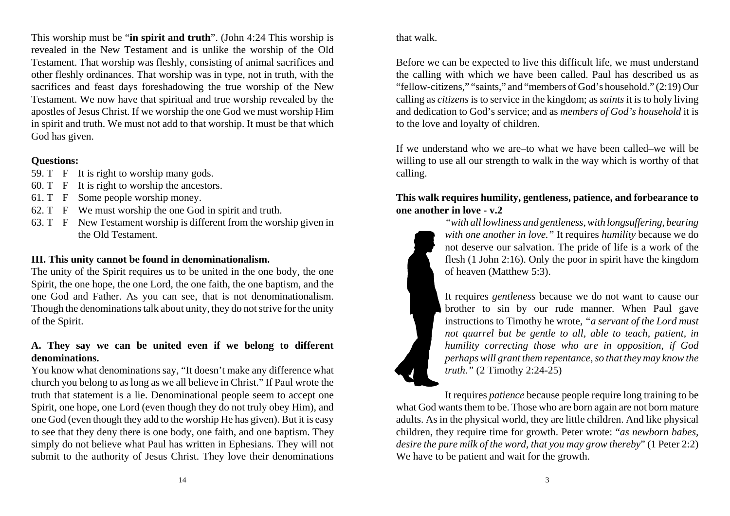This worship must be "**in spirit and truth**". (John 4:24 This worship is revealed in the New Testament and is unlike the worship of the Old Testament. That worship was fleshly, consisting of animal sacrifices and other fleshly ordinances. That worship was in type, not in truth, with the sacrifices and feast days foreshadowing the true worship of the New Testament. We now have that spiritual and true worship revealed by the apostles of Jesus Christ. If we worship the one God we must worship Him in spirit and truth. We must not add to that worship. It must be that which God has given.

**Questions:**

59. T F It is right to worship many gods.
60. T F It is right to worship the ancestors.
61. T F Some people worship money.
62. T F We must worship the one God in spirit and truth.
63. T F New Testament worship is different from the worship given in the Old Testament.

### III. This unity cannot be found in denominationalism.

The unity of the Spirit requires us to be united in the one body, the one Spirit, the one hope, the one Lord, the one faith, the one baptism, and the one God and Father. As you can see, that is not denominationalism. Though the denominations talk about unity, they do not strive for the unity of the Spirit.

#### A. They say we can be united even if we belong to different denominations.

You know what denominations say, "It doesn't make any difference what church you belong to as long as we all believe in Christ." If Paul wrote the truth that statement is a lie. Denominational people seem to accept one Spirit, one hope, one Lord (even though they do not truly obey Him), and one God (even though they add to the worship He has given). But it is easy to see that they deny there is one body, one faith, and one baptism. They simply do not believe what Paul has written in Ephesians. They will not submit to the authority of Jesus Christ. They love their denominations

that walk.

Before we can be expected to live this difficult life, we must understand the calling with which we have been called. Paul has described us as "fellow-citizens," "saints," and "members of God's household." (2:19) Our calling as *citizens* is to service in the kingdom; as *saints* it is to holy living and dedication to God's service; and as *members of God's household* it is to the love and loyalty of children.

If we understand who we are–to what we have been called–we will be willing to use all our strength to walk in the way which is worthy of that calling.

**This walk requires humility, gentleness, patience, and forbearance to one another in love - v.2**

*"with all lowliness and gentleness, with longsuffering, bearing with one another in love."* It requires *humility* because we do not deserve our salvation. The pride of life is a work of the flesh (1 John 2:16). Only the poor in spirit have the kingdom of heaven (Matthew 5:3).

It requires *gentleness* because we do not want to cause our brother to sin by our rude manner. When Paul gave instructions to Timothy he wrote, *"a servant of the Lord must not quarrel but be gentle to all, able to teach, patient, in humility correcting those who are in opposition, if God perhaps will grant them repentance, so that they may know the truth."* (2 Timothy 2:24-25)

It requires *patience* because people require long training to be what God wants them to be. Those who are born again are not born mature adults. As in the physical world, they are little children. And like physical children, they require time for growth. Peter wrote: "*as newborn babes, desire the pure milk of the word, that you may grow thereby*" (1 Peter 2:2) We have to be patient and wait for the growth.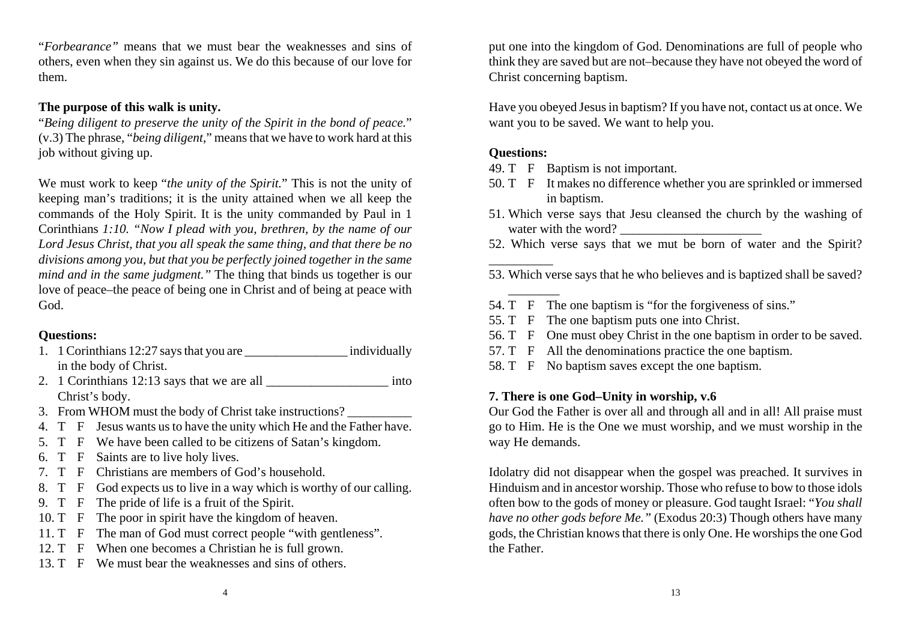"*Forbearance"* means that we must bear the weaknesses and sins of others, even when they sin against us. We do this because of our love for them.

**The purpose of this walk is unity.**
"*Being diligent to preserve the unity of the Spirit in the bond of peace.*" (v.3) The phrase, "*being diligent*," means that we have to work hard at this job without giving up.

We must work to keep "*the unity of the Spirit.*" This is not the unity of keeping man's traditions; it is the unity attained when we all keep the commands of the Holy Spirit. It is the unity commanded by Paul in 1 Corinthians *1:10. "Now I plead with you, brethren, by the name of our Lord Jesus Christ, that you all speak the same thing, and that there be no divisions among you, but that you be perfectly joined together in the same mind and in the same judgment."* The thing that binds us together is our love of peace–the peace of being one in Christ and of being at peace with God.

**Questions:**

1. 1 Corinthians 12:27 says that you are ________________ individually in the body of Christ.
2. 1 Corinthians 12:13 says that we are all ___________________ into Christ's body.
3. From WHOM must the body of Christ take instructions? __________
4. T F Jesus wants us to have the unity which He and the Father have.
5. T F We have been called to be citizens of Satan's kingdom.
6. T F Saints are to live holy lives.
7. T F Christians are members of God's household.
8. T F God expects us to live in a way which is worthy of our calling.
9. T F The pride of life is a fruit of the Spirit.
10. T F The poor in spirit have the kingdom of heaven.
11. T F The man of God must correct people "with gentleness".
12. T F When one becomes a Christian he is full grown.
13. T F We must bear the weaknesses and sins of others.

put one into the kingdom of God. Denominations are full of people who think they are saved but are not–because they have not obeyed the word of Christ concerning baptism.

Have you obeyed Jesus in baptism? If you have not, contact us at once. We want you to be saved. We want to help you.

**Questions:**

49. T F Baptism is not important.
50. T F It makes no difference whether you are sprinkled or immersed in baptism.
51. Which verse says that Jesu cleansed the church by the washing of water with the word? ______________________
52. Which verse says that we mut be born of water and the Spirit? __________
53. Which verse says that he who believes and is baptized shall be saved? ________
54. T F The one baptism is "for the forgiveness of sins."
55. T F The one baptism puts one into Christ.
56. T F One must obey Christ in the one baptism in order to be saved.
57. T F All the denominations practice the one baptism.
58. T F No baptism saves except the one baptism.

**7. There is one God–Unity in worship, v.6**
Our God the Father is over all and through all and in all! All praise must go to Him. He is the One we must worship, and we must worship in the way He demands.

Idolatry did not disappear when the gospel was preached. It survives in Hinduism and in ancestor worship. Those who refuse to bow to those idols often bow to the gods of money or pleasure. God taught Israel: "*You shall have no other gods before Me."* (Exodus 20:3) Though others have many gods, the Christian knows that there is only One. He worships the one God the Father.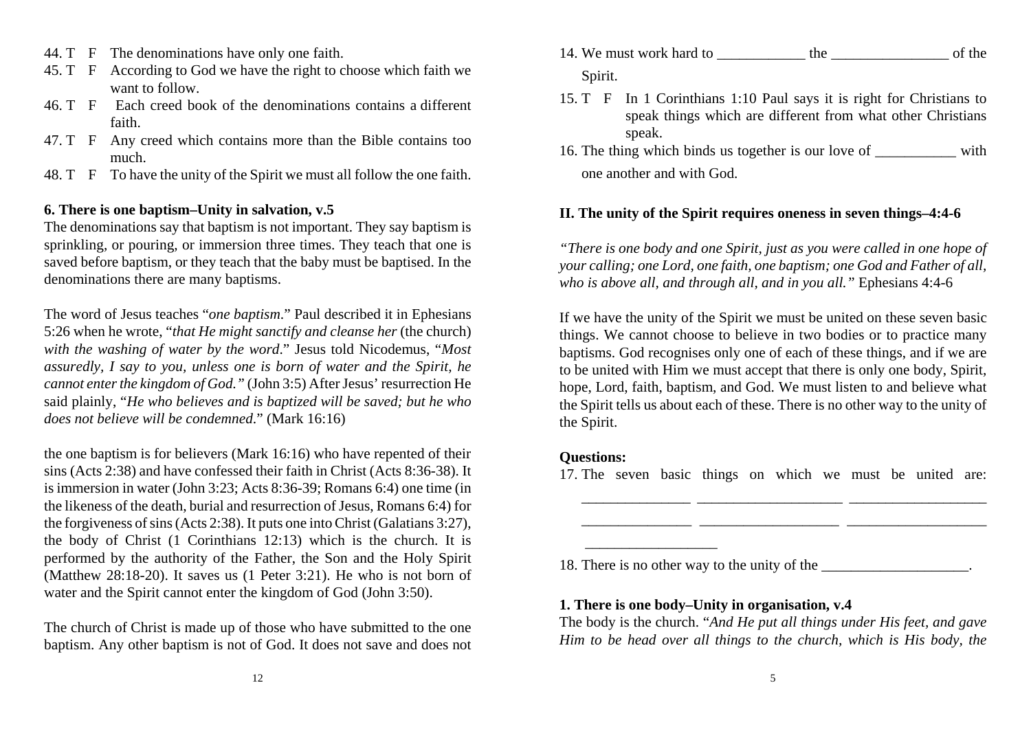44. T F The denominations have only one faith.

45. T F According to God we have the right to choose which faith we want to follow.

46. T F Each creed book of the denominations contains a different faith.

47. T F Any creed which contains more than the Bible contains too much.

48. T F To have the unity of the Spirit we must all follow the one faith.

**6. There is one baptism–Unity in salvation, v.5**

The denominations say that baptism is not important. They say baptism is sprinkling, or pouring, or immersion three times. They teach that one is saved before baptism, or they teach that the baby must be baptised. In the denominations there are many baptisms.

The word of Jesus teaches "*one baptism*." Paul described it in Ephesians 5:26 when he wrote, "*that He might sanctify and cleanse her* (the church) *with the washing of water by the word*." Jesus told Nicodemus, "*Most assuredly, I say to you, unless one is born of water and the Spirit, he cannot enter the kingdom of God.*" (John 3:5) After Jesus' resurrection He said plainly, "*He who believes and is baptized will be saved; but he who does not believe will be condemned*." (Mark 16:16)

the one baptism is for believers (Mark 16:16) who have repented of their sins (Acts 2:38) and have confessed their faith in Christ (Acts 8:36-38). It is immersion in water (John 3:23; Acts 8:36-39; Romans 6:4) one time (in the likeness of the death, burial and resurrection of Jesus, Romans 6:4) for the forgiveness of sins (Acts 2:38). It puts one into Christ (Galatians 3:27), the body of Christ (1 Corinthians 12:13) which is the church. It is performed by the authority of the Father, the Son and the Holy Spirit (Matthew 28:18-20). It saves us (1 Peter 3:21). He who is not born of water and the Spirit cannot enter the kingdom of God (John 3:50).

The church of Christ is made up of those who have submitted to the one baptism. Any other baptism is not of God. It does not save and does not

14. We must work hard to ____________ the ________________ of the Spirit.

15. T F In 1 Corinthians 1:10 Paul says it is right for Christians to speak things which are different from what other Christians speak.

16. The thing which binds us together is our love of ___________ with one another and with God.

**II. The unity of the Spirit requires oneness in seven things–4:4-6**

*"There is one body and one Spirit, just as you were called in one hope of your calling; one Lord, one faith, one baptism; one God and Father of all, who is above all, and through all, and in you all."* Ephesians 4:4-6

If we have the unity of the Spirit we must be united on these seven basic things. We cannot choose to believe in two bodies or to practice many baptisms. God recognises only one of each of these things, and if we are to be united with Him we must accept that there is only one body, Spirit, hope, Lord, faith, baptism, and God. We must listen to and believe what the Spirit tells us about each of these. There is no other way to the unity of the Spirit.

**Questions:**

17. The seven basic things on which we must be united are: _______________ ___________________ ___________________ _______________ ___________________ ___________________ __________________

18. There is no other way to the unity of the ____________________.

**1. There is one body–Unity in organisation, v.4**

The body is the church. "*And He put all things under His feet, and gave Him to be head over all things to the church, which is His body, the*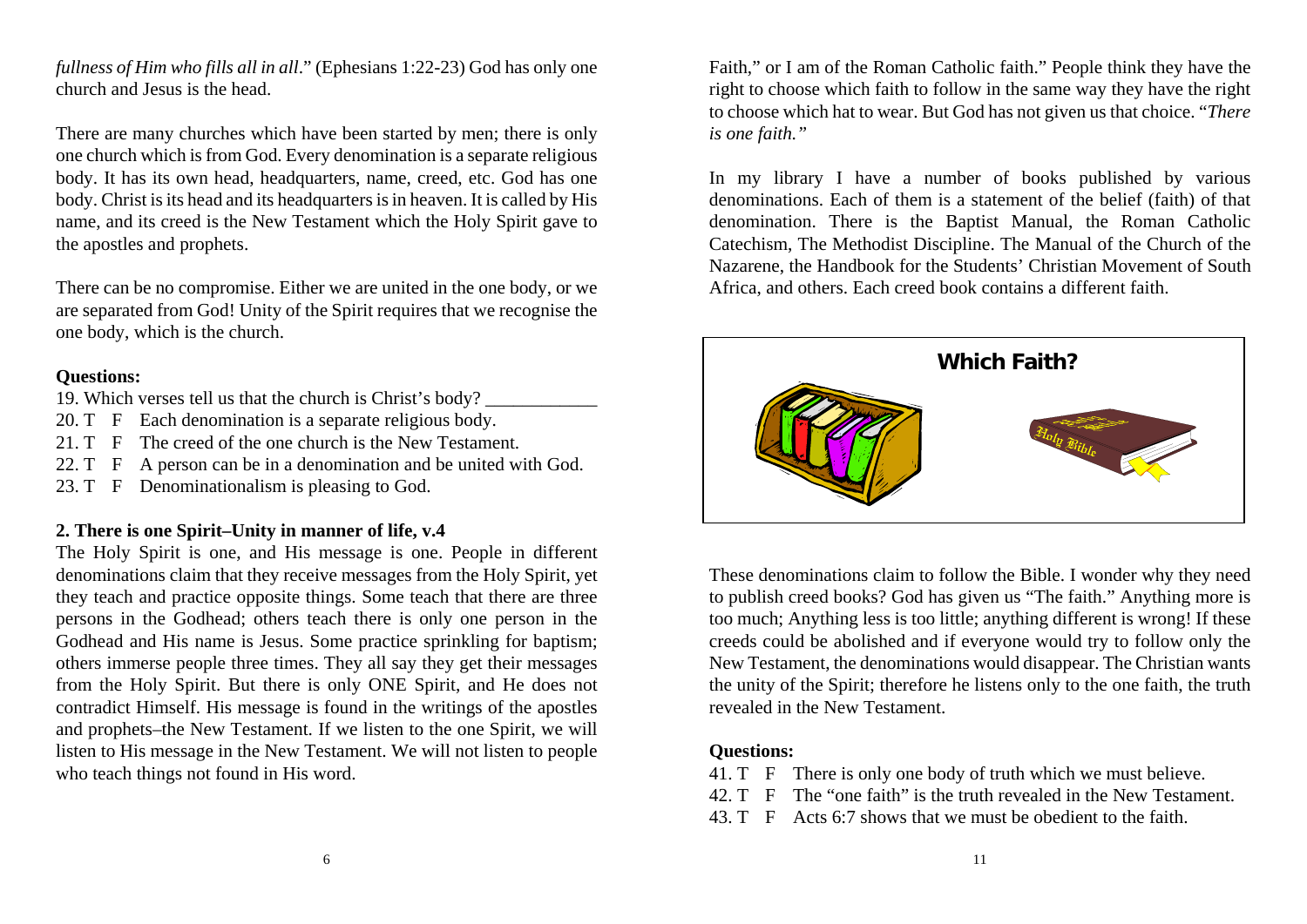*fullness of Him who fills all in all*." (Ephesians 1:22-23) God has only one church and Jesus is the head.

There are many churches which have been started by men; there is only one church which is from God. Every denomination is a separate religious body. It has its own head, headquarters, name, creed, etc. God has one body. Christ is its head and its headquarters is in heaven. It is called by His name, and its creed is the New Testament which the Holy Spirit gave to the apostles and prophets.

There can be no compromise. Either we are united in the one body, or we are separated from God! Unity of the Spirit requires that we recognise the one body, which is the church.

**Questions:**

19. Which verses tell us that the church is Christ's body? ____________
20. T F Each denomination is a separate religious body.
21. T F The creed of the one church is the New Testament.
22. T F A person can be in a denomination and be united with God.
23. T F Denominationalism is pleasing to God.

**2. There is one Spirit–Unity in manner of life, v.4**

The Holy Spirit is one, and His message is one. People in different denominations claim that they receive messages from the Holy Spirit, yet they teach and practice opposite things. Some teach that there are three persons in the Godhead; others teach there is only one person in the Godhead and His name is Jesus. Some practice sprinkling for baptism; others immerse people three times. They all say they get their messages from the Holy Spirit. But there is only ONE Spirit, and He does not contradict Himself. His message is found in the writings of the apostles and prophets–the New Testament. If we listen to the one Spirit, we will listen to His message in the New Testament. We will not listen to people who teach things not found in His word.

Faith," or I am of the Roman Catholic faith." People think they have the right to choose which faith to follow in the same way they have the right to choose which hat to wear. But God has not given us that choice. "*There is one faith.*"

In my library I have a number of books published by various denominations. Each of them is a statement of the belief (faith) of that denomination. There is the Baptist Manual, the Roman Catholic Catechism, The Methodist Discipline. The Manual of the Church of the Nazarene, the Handbook for the Students' Christian Movement of South Africa, and others. Each creed book contains a different faith.

**Which Faith?**

These denominations claim to follow the Bible. I wonder why they need to publish creed books? God has given us "The faith." Anything more is too much; Anything less is too little; anything different is wrong! If these creeds could be abolished and if everyone would try to follow only the New Testament, the denominations would disappear. The Christian wants the unity of the Spirit; therefore he listens only to the one faith, the truth revealed in the New Testament.

**Questions:**

41. T F There is only one body of truth which we must believe.
42. T F The "one faith" is the truth revealed in the New Testament.
43. T F Acts 6:7 shows that we must be obedient to the faith.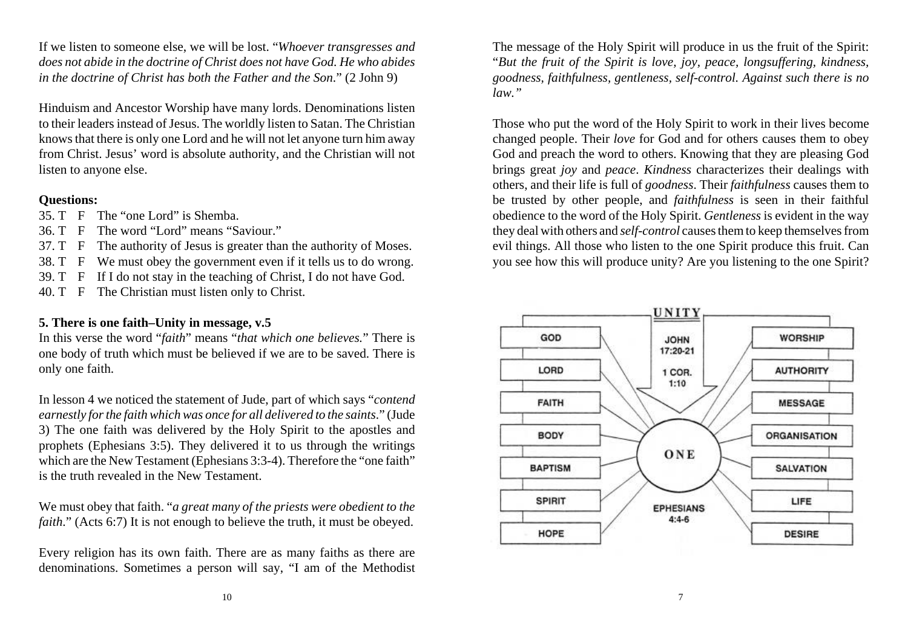If we listen to someone else, we will be lost. "*Whoever transgresses and does not abide in the doctrine of Christ does not have God. He who abides in the doctrine of Christ has both the Father and the Son.*" (2 John 9)

Hinduism and Ancestor Worship have many lords. Denominations listen to their leaders instead of Jesus. The worldly listen to Satan. The Christian knows that there is only one Lord and he will not let anyone turn him away from Christ. Jesus' word is absolute authority, and the Christian will not listen to anyone else.

**Questions:**

35. T F The "one Lord" is Shemba.
36. T F The word "Lord" means "Saviour."
37. T F The authority of Jesus is greater than the authority of Moses.
38. T F We must obey the government even if it tells us to do wrong.
39. T F If I do not stay in the teaching of Christ, I do not have God.
40. T F The Christian must listen only to Christ.

**5. There is one faith–Unity in message, v.5**

In this verse the word "*faith*" means "*that which one believes.*" There is one body of truth which must be believed if we are to be saved. There is only one faith.

In lesson 4 we noticed the statement of Jude, part of which says "*contend earnestly for the faith which was once for all delivered to the saints.*" (Jude 3) The one faith was delivered by the Holy Spirit to the apostles and prophets (Ephesians 3:5). They delivered it to us through the writings which are the New Testament (Ephesians 3:3-4). Therefore the "one faith" is the truth revealed in the New Testament.

We must obey that faith. "*a great many of the priests were obedient to the faith.*" (Acts 6:7) It is not enough to believe the truth, it must be obeyed.

Every religion has its own faith. There are as many faiths as there are denominations. Sometimes a person will say, "I am of the Methodist

The message of the Holy Spirit will produce in us the fruit of the Spirit: "*But the fruit of the Spirit is love, joy, peace, longsuffering, kindness, goodness, faithfulness, gentleness, self-control. Against such there is no law.*"

Those who put the word of the Holy Spirit to work in their lives become changed people. Their *love* for God and for others causes them to obey God and preach the word to others. Knowing that they are pleasing God brings great *joy* and *peace*. *Kindness* characterizes their dealings with others, and their life is full of *goodness*. Their *faithfulness* causes them to be trusted by other people, and *faithfulness* is seen in their faithful obedience to the word of the Holy Spirit. *Gentleness* is evident in the way they deal with others and *self-control* causes them to keep themselves from evil things. All those who listen to the one Spirit produce this fruit. Can you see how this will produce unity? Are you listening to the one Spirit?

**UNITY**

| ONE | |
|---|---|
| GOD | WORSHIP |
| LORD | AUTHORITY |
| FAITH | MESSAGE |
| BODY | ORGANISATION |
| BAPTISM | SALVATION |
| SPIRIT | LIFE |
| HOPE | DESIRE |

JOHN 17:20-21
1 COR. 1:10
EPHESIANS 4:4-6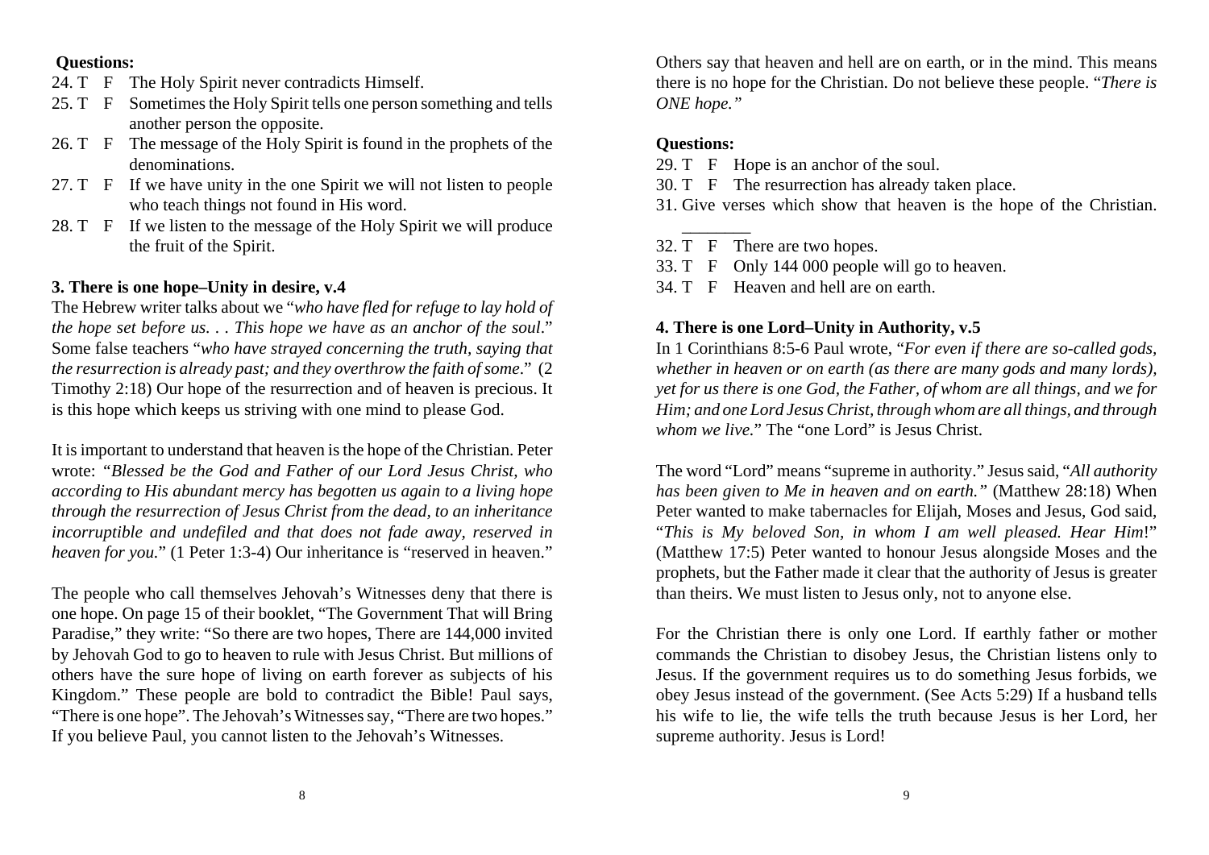**Questions:**

24. T F The Holy Spirit never contradicts Himself.
25. T F Sometimes the Holy Spirit tells one person something and tells another person the opposite.
26. T F The message of the Holy Spirit is found in the prophets of the denominations.
27. T F If we have unity in the one Spirit we will not listen to people who teach things not found in His word.
28. T F If we listen to the message of the Holy Spirit we will produce the fruit of the Spirit.

**3. There is one hope–Unity in desire, v.4**

The Hebrew writer talks about we "*who have fled for refuge to lay hold of the hope set before us. . . This hope we have as an anchor of the soul*." Some false teachers "*who have strayed concerning the truth, saying that the resurrection is already past; and they overthrow the faith of some*." (2 Timothy 2:18) Our hope of the resurrection and of heaven is precious. It is this hope which keeps us striving with one mind to please God.

It is important to understand that heaven is the hope of the Christian. Peter wrote: "*Blessed be the God and Father of our Lord Jesus Christ, who according to His abundant mercy has begotten us again to a living hope through the resurrection of Jesus Christ from the dead, to an inheritance incorruptible and undefiled and that does not fade away, reserved in heaven for you.*" (1 Peter 1:3-4) Our inheritance is "reserved in heaven."

The people who call themselves Jehovah's Witnesses deny that there is one hope. On page 15 of their booklet, "The Government That will Bring Paradise," they write: "So there are two hopes, There are 144,000 invited by Jehovah God to go to heaven to rule with Jesus Christ. But millions of others have the sure hope of living on earth forever as subjects of his Kingdom." These people are bold to contradict the Bible! Paul says, "There is one hope". The Jehovah's Witnesses say, "There are two hopes." If you believe Paul, you cannot listen to the Jehovah's Witnesses.

Others say that heaven and hell are on earth, or in the mind. This means there is no hope for the Christian. Do not believe these people. "*There is ONE hope.*"

**Questions:**

29. T F Hope is an anchor of the soul.
30. T F The resurrection has already taken place.
31. Give verses which show that heaven is the hope of the Christian. ________
32. T F There are two hopes.
33. T F Only 144 000 people will go to heaven.
34. T F Heaven and hell are on earth.

**4. There is one Lord–Unity in Authority, v.5**

In 1 Corinthians 8:5-6 Paul wrote, "*For even if there are so-called gods, whether in heaven or on earth (as there are many gods and many lords), yet for us there is one God, the Father, of whom are all things, and we for Him; and one Lord Jesus Christ, through whom are all things, and through whom we live.*" The "one Lord" is Jesus Christ.

The word "Lord" means "supreme in authority." Jesus said, "*All authority has been given to Me in heaven and on earth.*" (Matthew 28:18) When Peter wanted to make tabernacles for Elijah, Moses and Jesus, God said, "*This is My beloved Son, in whom I am well pleased. Hear Him*!" (Matthew 17:5) Peter wanted to honour Jesus alongside Moses and the prophets, but the Father made it clear that the authority of Jesus is greater than theirs. We must listen to Jesus only, not to anyone else.

For the Christian there is only one Lord. If earthly father or mother commands the Christian to disobey Jesus, the Christian listens only to Jesus. If the government requires us to do something Jesus forbids, we obey Jesus instead of the government. (See Acts 5:29) If a husband tells his wife to lie, the wife tells the truth because Jesus is her Lord, her supreme authority. Jesus is Lord!